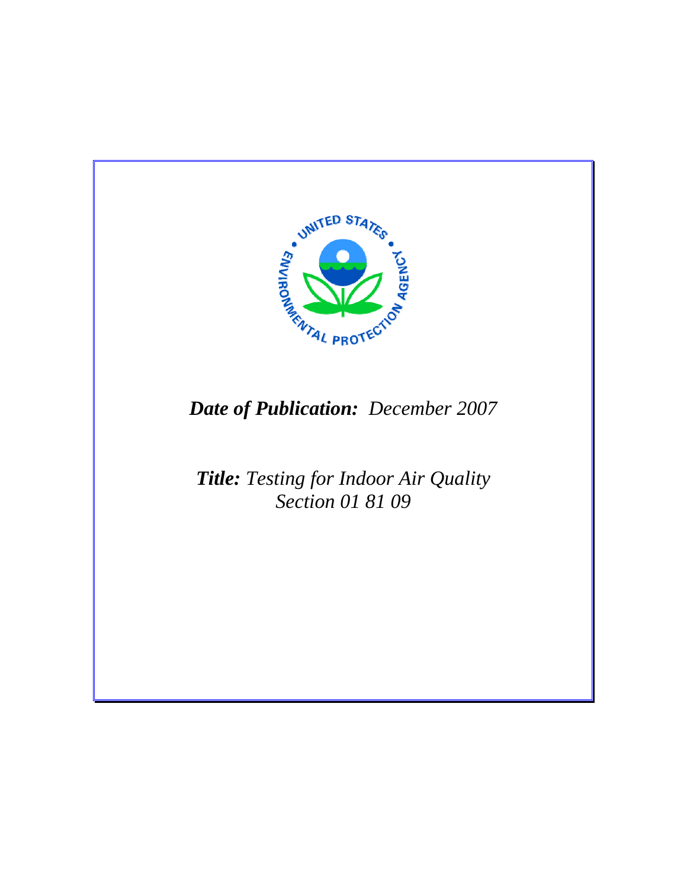***Date of Publication:*** *December 2007*

***Title:*** *Testing for Indoor Air Quality*
*Section 01 81 09*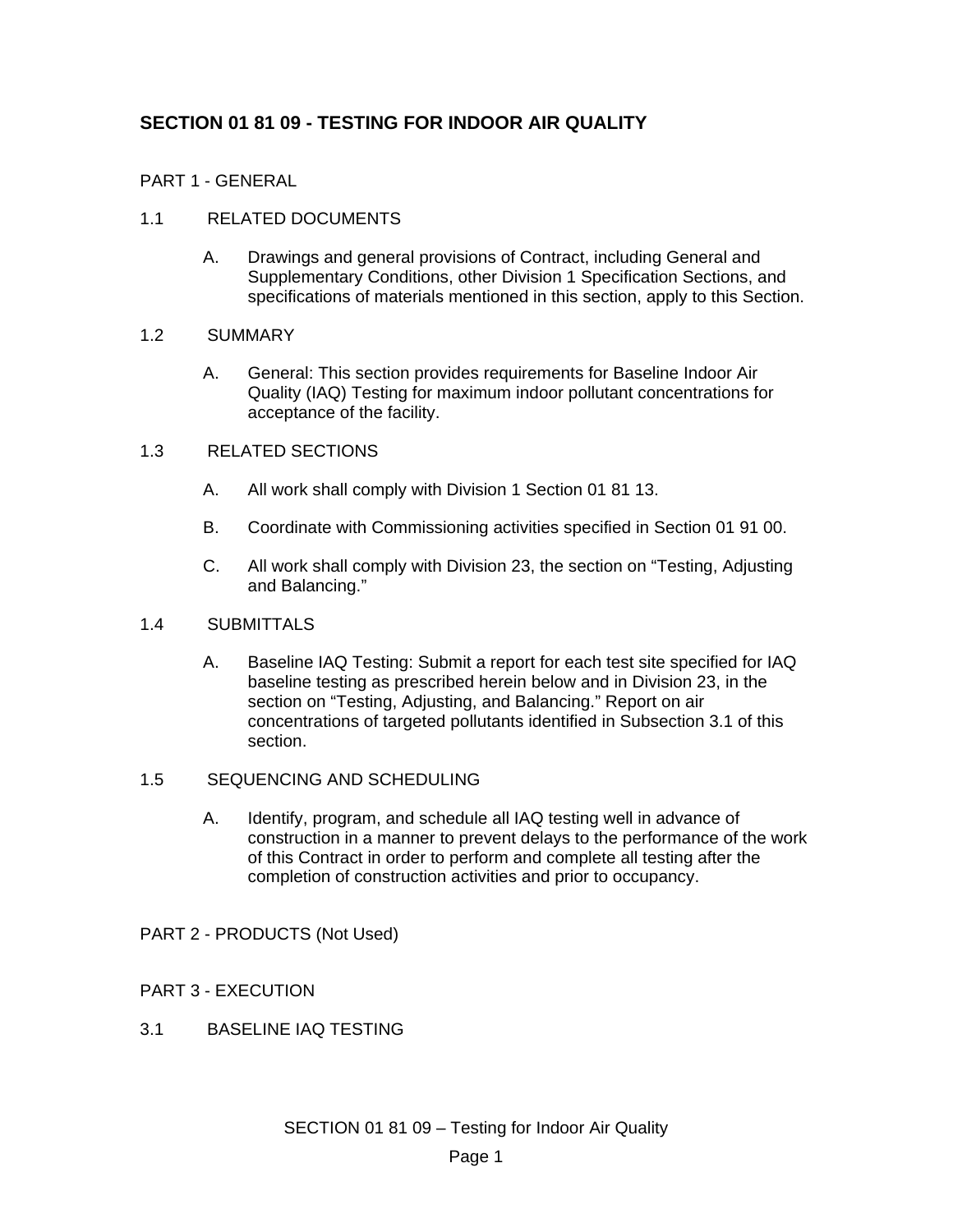## SECTION 01 81 09 - TESTING FOR INDOOR AIR QUALITY

### PART 1 - GENERAL

1.1 RELATED DOCUMENTS

A. Drawings and general provisions of Contract, including General and Supplementary Conditions, other Division 1 Specification Sections, and specifications of materials mentioned in this section, apply to this Section.

1.2 SUMMARY

A. General: This section provides requirements for Baseline Indoor Air Quality (IAQ) Testing for maximum indoor pollutant concentrations for acceptance of the facility.

1.3 RELATED SECTIONS

A. All work shall comply with Division 1 Section 01 81 13.

B. Coordinate with Commissioning activities specified in Section 01 91 00.

C. All work shall comply with Division 23, the section on "Testing, Adjusting and Balancing."

1.4 SUBMITTALS

A. Baseline IAQ Testing: Submit a report for each test site specified for IAQ baseline testing as prescribed herein below and in Division 23, in the section on "Testing, Adjusting, and Balancing." Report on air concentrations of targeted pollutants identified in Subsection 3.1 of this section.

1.5 SEQUENCING AND SCHEDULING

A. Identify, program, and schedule all IAQ testing well in advance of construction in a manner to prevent delays to the performance of the work of this Contract in order to perform and complete all testing after the completion of construction activities and prior to occupancy.

### PART 2 - PRODUCTS (Not Used)

### PART 3 - EXECUTION

3.1 BASELINE IAQ TESTING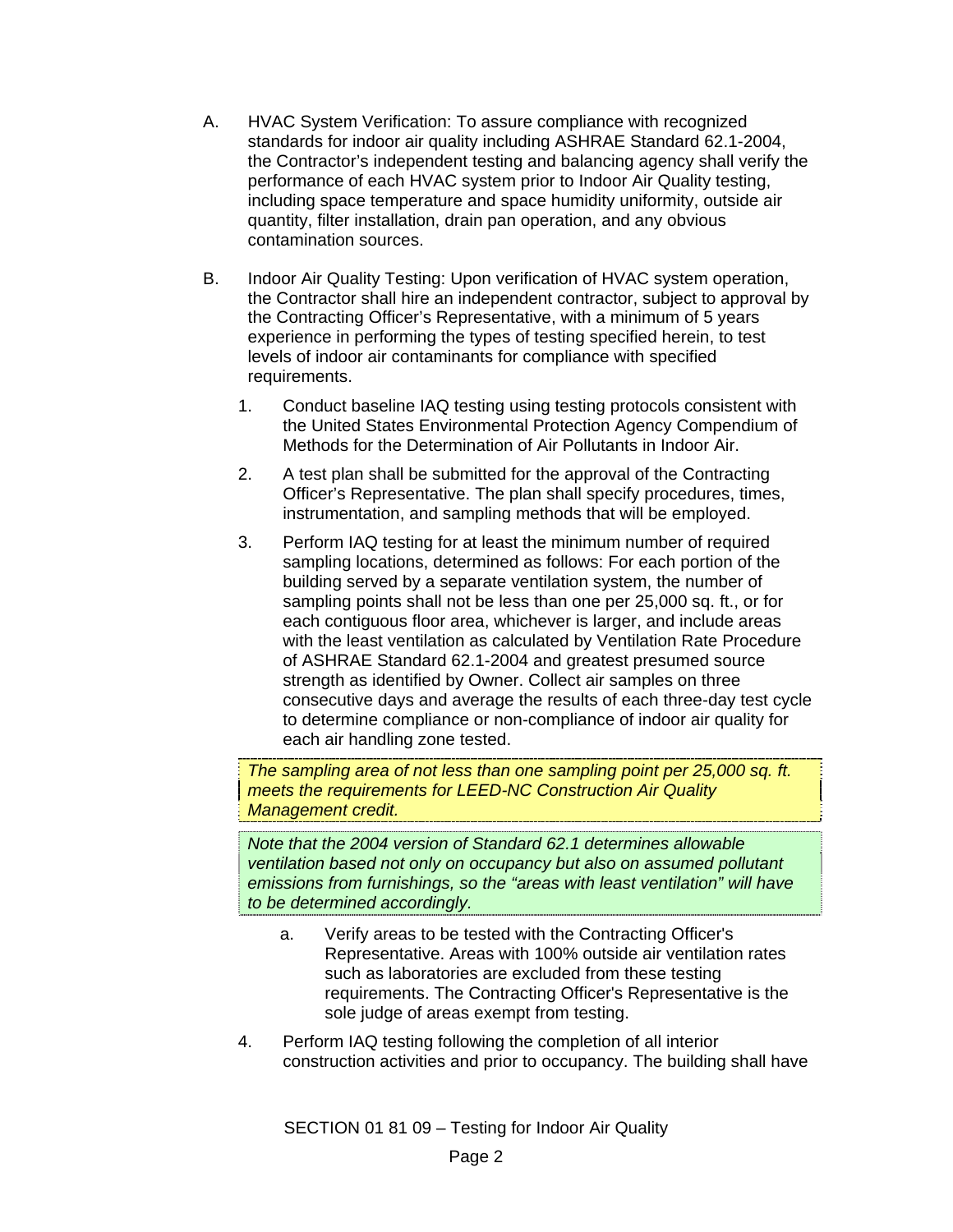A. HVAC System Verification: To assure compliance with recognized standards for indoor air quality including ASHRAE Standard 62.1-2004, the Contractor's independent testing and balancing agency shall verify the performance of each HVAC system prior to Indoor Air Quality testing, including space temperature and space humidity uniformity, outside air quantity, filter installation, drain pan operation, and any obvious contamination sources.

B. Indoor Air Quality Testing: Upon verification of HVAC system operation, the Contractor shall hire an independent contractor, subject to approval by the Contracting Officer's Representative, with a minimum of 5 years experience in performing the types of testing specified herein, to test levels of indoor air contaminants for compliance with specified requirements.

1. Conduct baseline IAQ testing using testing protocols consistent with the United States Environmental Protection Agency Compendium of Methods for the Determination of Air Pollutants in Indoor Air.

2. A test plan shall be submitted for the approval of the Contracting Officer's Representative. The plan shall specify procedures, times, instrumentation, and sampling methods that will be employed.

3. Perform IAQ testing for at least the minimum number of required sampling locations, determined as follows: For each portion of the building served by a separate ventilation system, the number of sampling points shall not be less than one per 25,000 sq. ft., or for each contiguous floor area, whichever is larger, and include areas with the least ventilation as calculated by Ventilation Rate Procedure of ASHRAE Standard 62.1-2004 and greatest presumed source strength as identified by Owner. Collect air samples on three consecutive days and average the results of each three-day test cycle to determine compliance or non-compliance of indoor air quality for each air handling zone tested.

*The sampling area of not less than one sampling point per 25,000 sq. ft. meets the requirements for LEED-NC Construction Air Quality Management credit.*

*Note that the 2004 version of Standard 62.1 determines allowable ventilation based not only on occupancy but also on assumed pollutant emissions from furnishings, so the "areas with least ventilation" will have to be determined accordingly.*

   a. Verify areas to be tested with the Contracting Officer's Representative. Areas with 100% outside air ventilation rates such as laboratories are excluded from these testing requirements. The Contracting Officer's Representative is the sole judge of areas exempt from testing.

4. Perform IAQ testing following the completion of all interior construction activities and prior to occupancy. The building shall have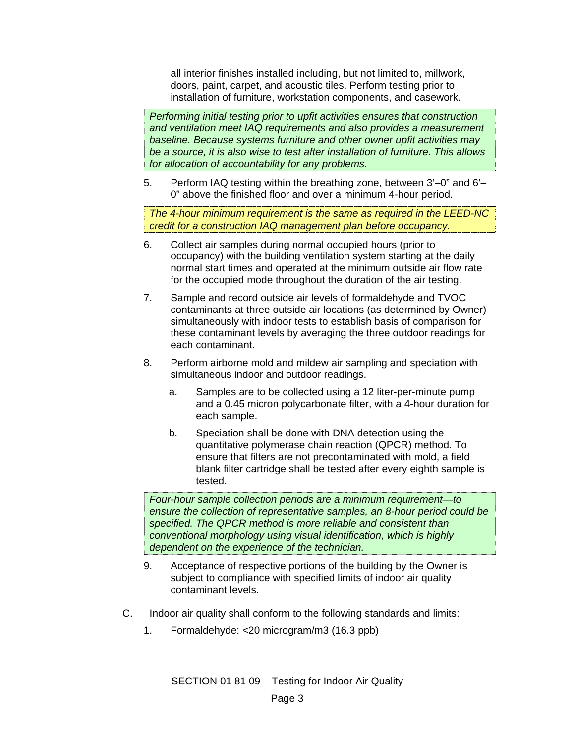all interior finishes installed including, but not limited to, millwork, doors, paint, carpet, and acoustic tiles. Perform testing prior to installation of furniture, workstation components, and casework.

*Performing initial testing prior to upfit activities ensures that construction and ventilation meet IAQ requirements and also provides a measurement baseline. Because systems furniture and other owner upfit activities may be a source, it is also wise to test after installation of furniture. This allows for allocation of accountability for any problems.*

5. Perform IAQ testing within the breathing zone, between 3'–0" and 6'–0" above the finished floor and over a minimum 4-hour period.

*The 4-hour minimum requirement is the same as required in the LEED-NC credit for a construction IAQ management plan before occupancy.*

6. Collect air samples during normal occupied hours (prior to occupancy) with the building ventilation system starting at the daily normal start times and operated at the minimum outside air flow rate for the occupied mode throughout the duration of the air testing.

7. Sample and record outside air levels of formaldehyde and TVOC contaminants at three outside air locations (as determined by Owner) simultaneously with indoor tests to establish basis of comparison for these contaminant levels by averaging the three outdoor readings for each contaminant.

8. Perform airborne mold and mildew air sampling and speciation with simultaneous indoor and outdoor readings.

   a. Samples are to be collected using a 12 liter-per-minute pump and a 0.45 micron polycarbonate filter, with a 4-hour duration for each sample.

   b. Speciation shall be done with DNA detection using the quantitative polymerase chain reaction (QPCR) method. To ensure that filters are not precontaminated with mold, a field blank filter cartridge shall be tested after every eighth sample is tested.

*Four-hour sample collection periods are a minimum requirement—to ensure the collection of representative samples, an 8-hour period could be specified. The QPCR method is more reliable and consistent than conventional morphology using visual identification, which is highly dependent on the experience of the technician.*

9. Acceptance of respective portions of the building by the Owner is subject to compliance with specified limits of indoor air quality contaminant levels.

C. Indoor air quality shall conform to the following standards and limits:

1. Formaldehyde: <20 microgram/m3 (16.3 ppb)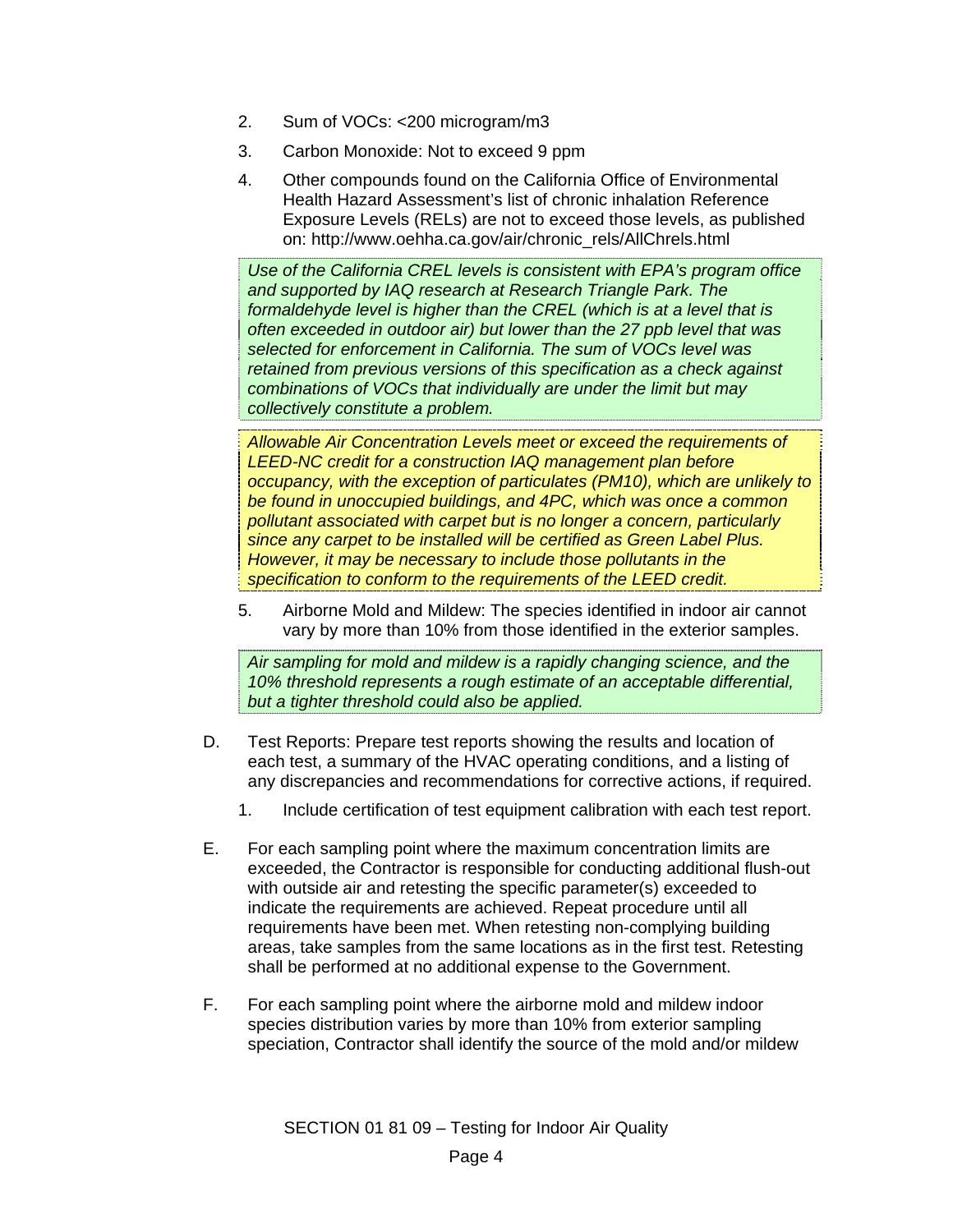2. Sum of VOCs: <200 microgram/m3

3. Carbon Monoxide: Not to exceed 9 ppm

4. Other compounds found on the California Office of Environmental Health Hazard Assessment's list of chronic inhalation Reference Exposure Levels (RELs) are not to exceed those levels, as published on: http://www.oehha.ca.gov/air/chronic_rels/AllChrels.html

*Use of the California CREL levels is consistent with EPA's program office and supported by IAQ research at Research Triangle Park. The formaldehyde level is higher than the CREL (which is at a level that is often exceeded in outdoor air) but lower than the 27 ppb level that was selected for enforcement in California. The sum of VOCs level was retained from previous versions of this specification as a check against combinations of VOCs that individually are under the limit but may collectively constitute a problem.*

*Allowable Air Concentration Levels meet or exceed the requirements of LEED-NC credit for a construction IAQ management plan before occupancy, with the exception of particulates (PM10), which are unlikely to be found in unoccupied buildings, and 4PC, which was once a common pollutant associated with carpet but is no longer a concern, particularly since any carpet to be installed will be certified as Green Label Plus. However, it may be necessary to include those pollutants in the specification to conform to the requirements of the LEED credit.*

5. Airborne Mold and Mildew: The species identified in indoor air cannot vary by more than 10% from those identified in the exterior samples.

*Air sampling for mold and mildew is a rapidly changing science, and the 10% threshold represents a rough estimate of an acceptable differential, but a tighter threshold could also be applied.*

D. Test Reports: Prepare test reports showing the results and location of each test, a summary of the HVAC operating conditions, and a listing of any discrepancies and recommendations for corrective actions, if required.

   1. Include certification of test equipment calibration with each test report.

E. For each sampling point where the maximum concentration limits are exceeded, the Contractor is responsible for conducting additional flush-out with outside air and retesting the specific parameter(s) exceeded to indicate the requirements are achieved. Repeat procedure until all requirements have been met. When retesting non-complying building areas, take samples from the same locations as in the first test. Retesting shall be performed at no additional expense to the Government.

F. For each sampling point where the airborne mold and mildew indoor species distribution varies by more than 10% from exterior sampling speciation, Contractor shall identify the source of the mold and/or mildew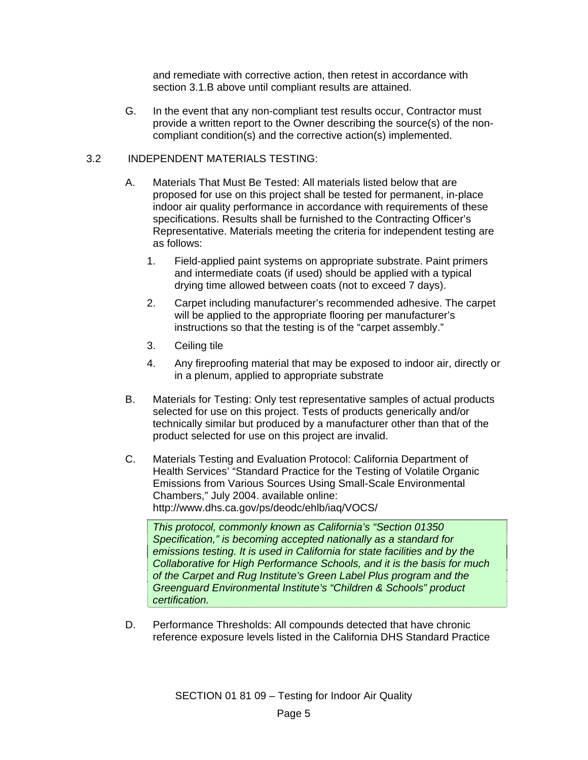and remediate with corrective action, then retest in accordance with section 3.1.B above until compliant results are attained.

G. In the event that any non-compliant test results occur, Contractor must provide a written report to the Owner describing the source(s) of the non-compliant condition(s) and the corrective action(s) implemented.

3.2 INDEPENDENT MATERIALS TESTING:

A. Materials That Must Be Tested: All materials listed below that are proposed for use on this project shall be tested for permanent, in-place indoor air quality performance in accordance with requirements of these specifications. Results shall be furnished to the Contracting Officer's Representative. Materials meeting the criteria for independent testing are as follows:

1. Field-applied paint systems on appropriate substrate. Paint primers and intermediate coats (if used) should be applied with a typical drying time allowed between coats (not to exceed 7 days).

2. Carpet including manufacturer's recommended adhesive. The carpet will be applied to the appropriate flooring per manufacturer's instructions so that the testing is of the "carpet assembly."

3. Ceiling tile

4. Any fireproofing material that may be exposed to indoor air, directly or in a plenum, applied to appropriate substrate

B. Materials for Testing: Only test representative samples of actual products selected for use on this project. Tests of products generically and/or technically similar but produced by a manufacturer other than that of the product selected for use on this project are invalid.

C. Materials Testing and Evaluation Protocol: California Department of Health Services' "Standard Practice for the Testing of Volatile Organic Emissions from Various Sources Using Small-Scale Environmental Chambers," July 2004. available online: http://www.dhs.ca.gov/ps/deodc/ehlb/iaq/VOCS/

*This protocol, commonly known as California's "Section 01350 Specification," is becoming accepted nationally as a standard for emissions testing. It is used in California for state facilities and by the Collaborative for High Performance Schools, and it is the basis for much of the Carpet and Rug Institute's Green Label Plus program and the Greenguard Environmental Institute's "Children & Schools" product certification.*

D. Performance Thresholds: All compounds detected that have chronic reference exposure levels listed in the California DHS Standard Practice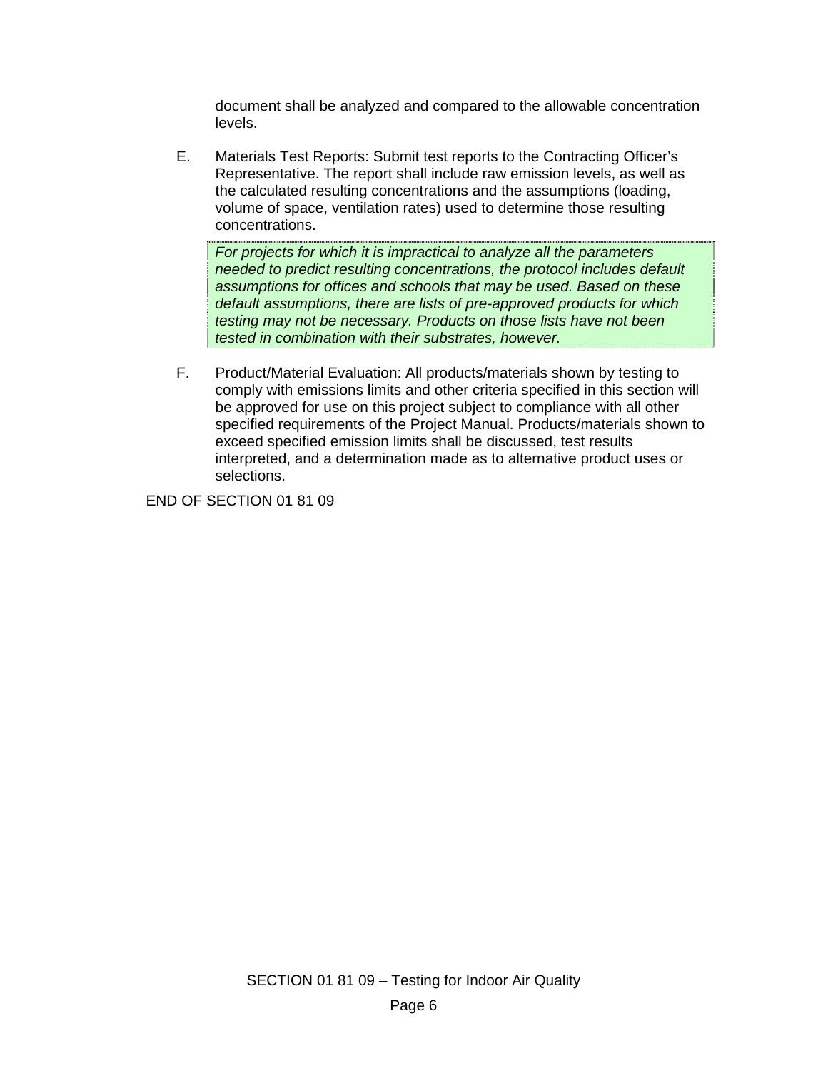document shall be analyzed and compared to the allowable concentration levels.

E. Materials Test Reports: Submit test reports to the Contracting Officer's Representative. The report shall include raw emission levels, as well as the calculated resulting concentrations and the assumptions (loading, volume of space, ventilation rates) used to determine those resulting concentrations.

*For projects for which it is impractical to analyze all the parameters needed to predict resulting concentrations, the protocol includes default assumptions for offices and schools that may be used. Based on these default assumptions, there are lists of pre-approved products for which testing may not be necessary. Products on those lists have not been tested in combination with their substrates, however.*

F. Product/Material Evaluation: All products/materials shown by testing to comply with emissions limits and other criteria specified in this section will be approved for use on this project subject to compliance with all other specified requirements of the Project Manual. Products/materials shown to exceed specified emission limits shall be discussed, test results interpreted, and a determination made as to alternative product uses or selections.

END OF SECTION 01 81 09